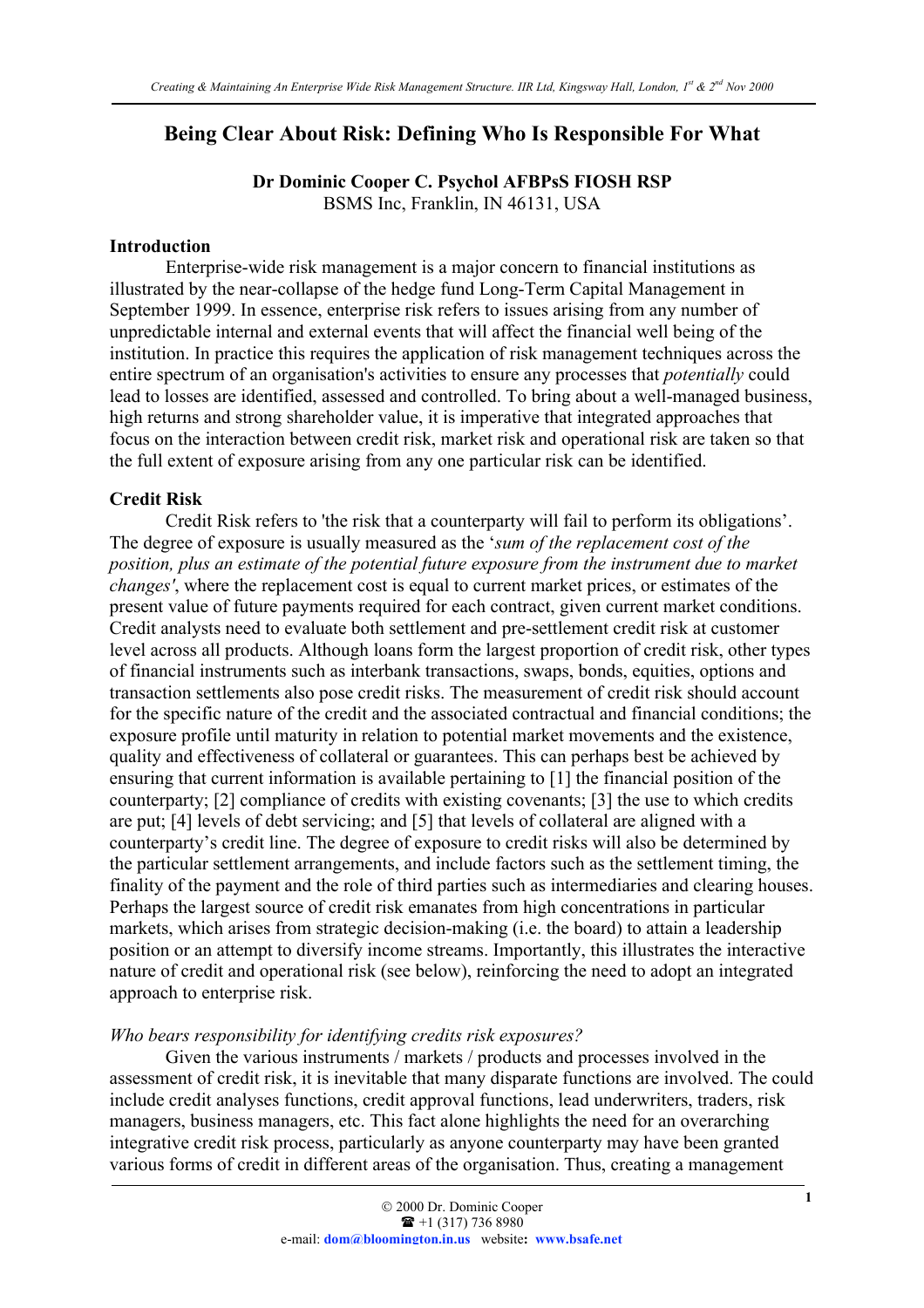# Being Clear About Risk: Defining Who Is Responsible For What

**Dr Dominic Cooper C. Psychol AFBPsS FIOSH RSP**
BSMS Inc, Franklin, IN 46131, USA

## Introduction

Enterprise-wide risk management is a major concern to financial institutions as illustrated by the near-collapse of the hedge fund Long-Term Capital Management in September 1999. In essence, enterprise risk refers to issues arising from any number of unpredictable internal and external events that will affect the financial well being of the institution. In practice this requires the application of risk management techniques across the entire spectrum of an organisation's activities to ensure any processes that *potentially* could lead to losses are identified, assessed and controlled. To bring about a well-managed business, high returns and strong shareholder value, it is imperative that integrated approaches that focus on the interaction between credit risk, market risk and operational risk are taken so that the full extent of exposure arising from any one particular risk can be identified.

## Credit Risk

Credit Risk refers to 'the risk that a counterparty will fail to perform its obligations'. The degree of exposure is usually measured as the '*sum of the replacement cost of the position, plus an estimate of the potential future exposure from the instrument due to market changes'*, where the replacement cost is equal to current market prices, or estimates of the present value of future payments required for each contract, given current market conditions. Credit analysts need to evaluate both settlement and pre-settlement credit risk at customer level across all products. Although loans form the largest proportion of credit risk, other types of financial instruments such as interbank transactions, swaps, bonds, equities, options and transaction settlements also pose credit risks. The measurement of credit risk should account for the specific nature of the credit and the associated contractual and financial conditions; the exposure profile until maturity in relation to potential market movements and the existence, quality and effectiveness of collateral or guarantees. This can perhaps best be achieved by ensuring that current information is available pertaining to [1] the financial position of the counterparty; [2] compliance of credits with existing covenants; [3] the use to which credits are put; [4] levels of debt servicing; and [5] that levels of collateral are aligned with a counterparty's credit line. The degree of exposure to credit risks will also be determined by the particular settlement arrangements, and include factors such as the settlement timing, the finality of the payment and the role of third parties such as intermediaries and clearing houses. Perhaps the largest source of credit risk emanates from high concentrations in particular markets, which arises from strategic decision-making (i.e. the board) to attain a leadership position or an attempt to diversify income streams. Importantly, this illustrates the interactive nature of credit and operational risk (see below), reinforcing the need to adopt an integrated approach to enterprise risk.

### *Who bears responsibility for identifying credits risk exposures?*

Given the various instruments / markets / products and processes involved in the assessment of credit risk, it is inevitable that many disparate functions are involved. The could include credit analyses functions, credit approval functions, lead underwriters, traders, risk managers, business managers, etc. This fact alone highlights the need for an overarching integrative credit risk process, particularly as anyone counterparty may have been granted various forms of credit in different areas of the organisation. Thus, creating a management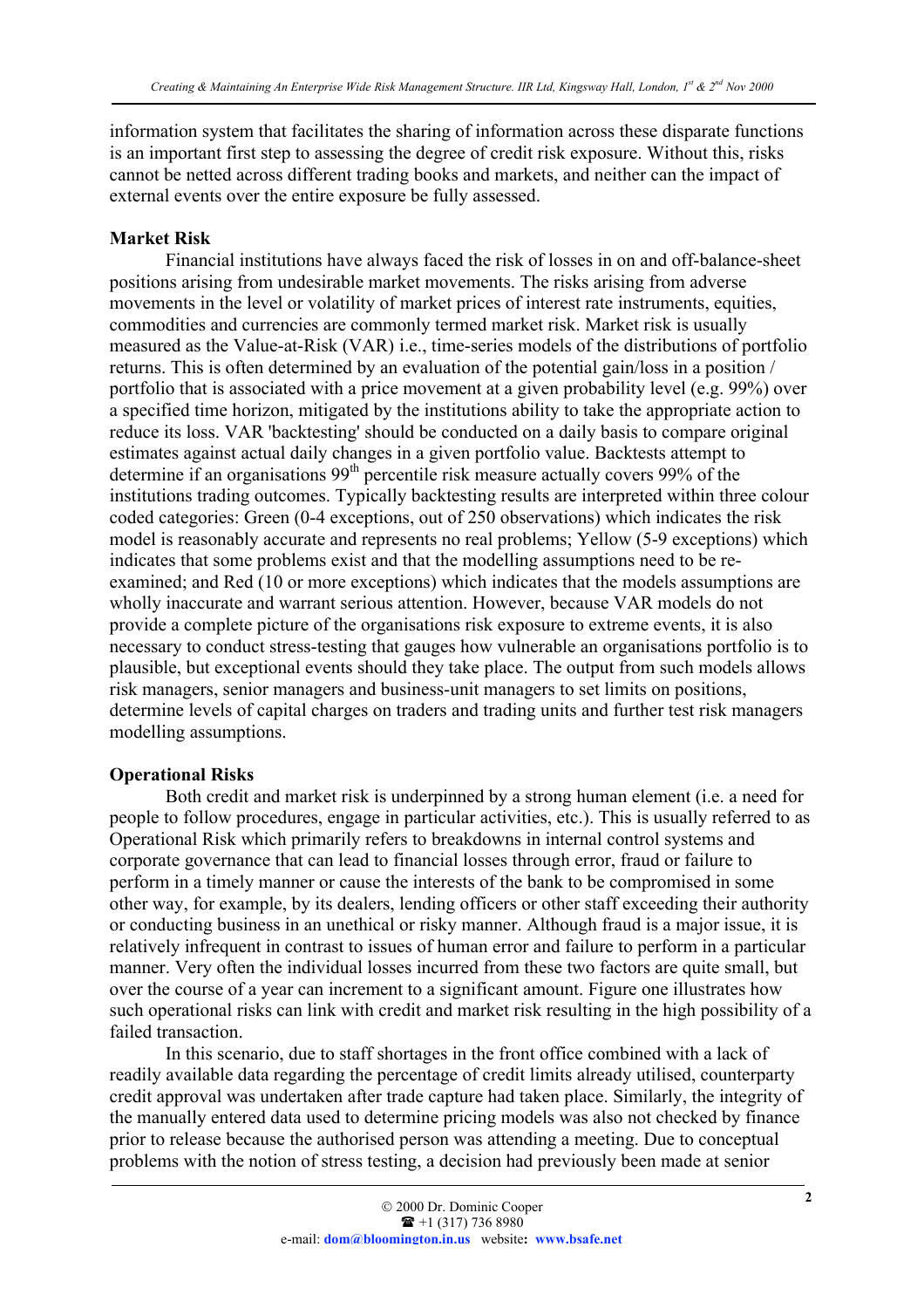information system that facilitates the sharing of information across these disparate functions is an important first step to assessing the degree of credit risk exposure. Without this, risks cannot be netted across different trading books and markets, and neither can the impact of external events over the entire exposure be fully assessed.

**Market Risk**

Financial institutions have always faced the risk of losses in on and off-balance-sheet positions arising from undesirable market movements. The risks arising from adverse movements in the level or volatility of market prices of interest rate instruments, equities, commodities and currencies are commonly termed market risk. Market risk is usually measured as the Value-at-Risk (VAR) i.e., time-series models of the distributions of portfolio returns. This is often determined by an evaluation of the potential gain/loss in a position / portfolio that is associated with a price movement at a given probability level (e.g. 99%) over a specified time horizon, mitigated by the institutions ability to take the appropriate action to reduce its loss. VAR 'backtesting' should be conducted on a daily basis to compare original estimates against actual daily changes in a given portfolio value. Backtests attempt to determine if an organisations 99th percentile risk measure actually covers 99% of the institutions trading outcomes. Typically backtesting results are interpreted within three colour coded categories: Green (0-4 exceptions, out of 250 observations) which indicates the risk model is reasonably accurate and represents no real problems; Yellow (5-9 exceptions) which indicates that some problems exist and that the modelling assumptions need to be re-examined; and Red (10 or more exceptions) which indicates that the models assumptions are wholly inaccurate and warrant serious attention. However, because VAR models do not provide a complete picture of the organisations risk exposure to extreme events, it is also necessary to conduct stress-testing that gauges how vulnerable an organisations portfolio is to plausible, but exceptional events should they take place. The output from such models allows risk managers, senior managers and business-unit managers to set limits on positions, determine levels of capital charges on traders and trading units and further test risk managers modelling assumptions.

**Operational Risks**

Both credit and market risk is underpinned by a strong human element (i.e. a need for people to follow procedures, engage in particular activities, etc.). This is usually referred to as Operational Risk which primarily refers to breakdowns in internal control systems and corporate governance that can lead to financial losses through error, fraud or failure to perform in a timely manner or cause the interests of the bank to be compromised in some other way, for example, by its dealers, lending officers or other staff exceeding their authority or conducting business in an unethical or risky manner. Although fraud is a major issue, it is relatively infrequent in contrast to issues of human error and failure to perform in a particular manner. Very often the individual losses incurred from these two factors are quite small, but over the course of a year can increment to a significant amount. Figure one illustrates how such operational risks can link with credit and market risk resulting in the high possibility of a failed transaction.

In this scenario, due to staff shortages in the front office combined with a lack of readily available data regarding the percentage of credit limits already utilised, counterparty credit approval was undertaken after trade capture had taken place. Similarly, the integrity of the manually entered data used to determine pricing models was also not checked by finance prior to release because the authorised person was attending a meeting. Due to conceptual problems with the notion of stress testing, a decision had previously been made at senior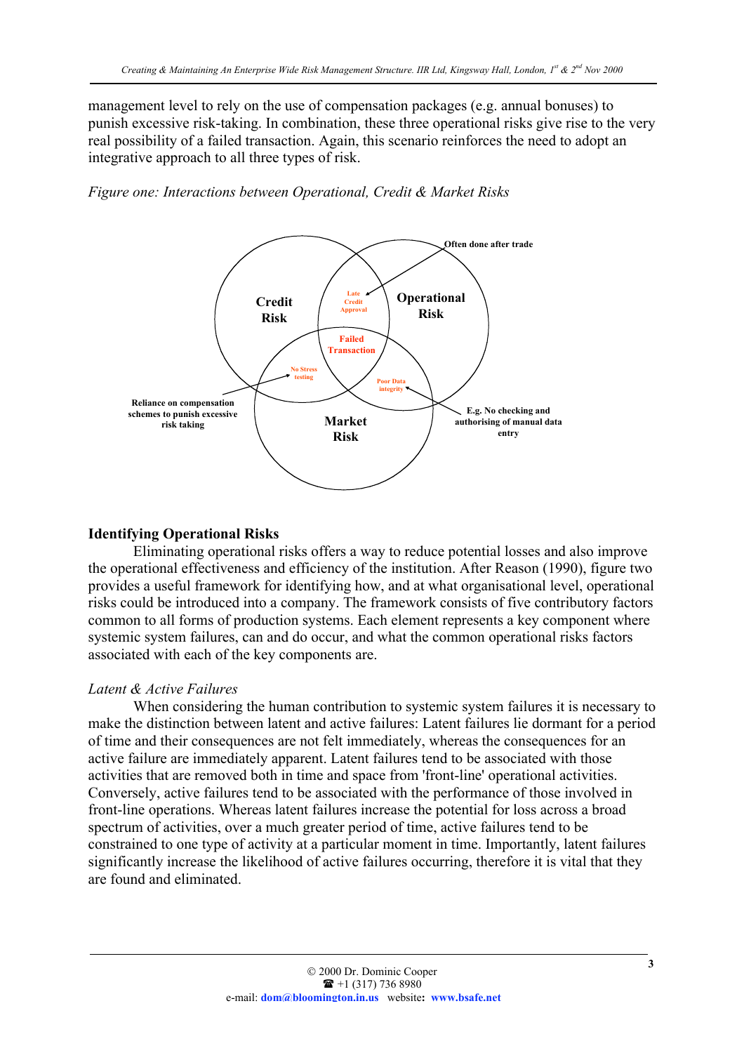management level to rely on the use of compensation packages (e.g. annual bonuses) to punish excessive risk-taking. In combination, these three operational risks give rise to the very real possibility of a failed transaction. Again, this scenario reinforces the need to adopt an integrative approach to all three types of risk.

*Figure one: Interactions between Operational, Credit & Market Risks*

**Credit Risk**

**Operational Risk**

**Market Risk**

Late Credit Approval

Failed Transaction

No Stress testing

Poor Data integrity

**Often done after trade**

**Reliance on compensation schemes to punish excessive risk taking**

**E.g. No checking and authorising of manual data entry**

## Identifying Operational Risks

Eliminating operational risks offers a way to reduce potential losses and also improve the operational effectiveness and efficiency of the institution. After Reason (1990), figure two provides a useful framework for identifying how, and at what organisational level, operational risks could be introduced into a company. The framework consists of five contributory factors common to all forms of production systems. Each element represents a key component where systemic system failures, can and do occur, and what the common operational risks factors associated with each of the key components are.

*Latent & Active Failures*

When considering the human contribution to systemic system failures it is necessary to make the distinction between latent and active failures: Latent failures lie dormant for a period of time and their consequences are not felt immediately, whereas the consequences for an active failure are immediately apparent. Latent failures tend to be associated with those activities that are removed both in time and space from 'front-line' operational activities. Conversely, active failures tend to be associated with the performance of those involved in front-line operations. Whereas latent failures increase the potential for loss across a broad spectrum of activities, over a much greater period of time, active failures tend to be constrained to one type of activity at a particular moment in time. Importantly, latent failures significantly increase the likelihood of active failures occurring, therefore it is vital that they are found and eliminated.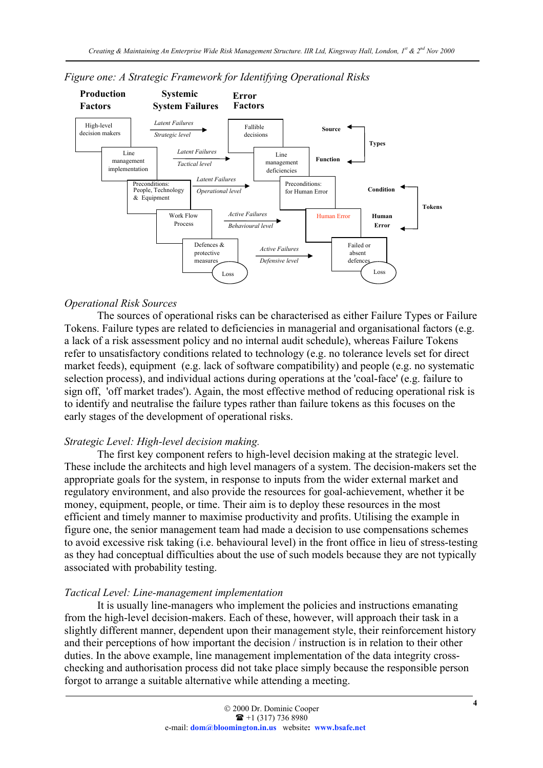*Figure one: A Strategic Framework for Identifying Operational Risks*

*Operational Risk Sources*

The sources of operational risks can be characterised as either Failure Types or Failure Tokens. Failure types are related to deficiencies in managerial and organisational factors (e.g. a lack of a risk assessment policy and no internal audit schedule), whereas Failure Tokens refer to unsatisfactory conditions related to technology (e.g. no tolerance levels set for direct market feeds), equipment (e.g. lack of software compatibility) and people (e.g. no systematic selection process), and individual actions during operations at the 'coal-face' (e.g. failure to sign off, 'off market trades'). Again, the most effective method of reducing operational risk is to identify and neutralise the failure types rather than failure tokens as this focuses on the early stages of the development of operational risks.

*Strategic Level: High-level decision making.*

The first key component refers to high-level decision making at the strategic level. These include the architects and high level managers of a system. The decision-makers set the appropriate goals for the system, in response to inputs from the wider external market and regulatory environment, and also provide the resources for goal-achievement, whether it be money, equipment, people, or time. Their aim is to deploy these resources in the most efficient and timely manner to maximise productivity and profits. Utilising the example in figure one, the senior management team had made a decision to use compensations schemes to avoid excessive risk taking (i.e. behavioural level) in the front office in lieu of stress-testing as they had conceptual difficulties about the use of such models because they are not typically associated with probability testing.

*Tactical Level: Line-management implementation*

It is usually line-managers who implement the policies and instructions emanating from the high-level decision-makers. Each of these, however, will approach their task in a slightly different manner, dependent upon their management style, their reinforcement history and their perceptions of how important the decision / instruction is in relation to their other duties. In the above example, line management implementation of the data integrity cross-checking and authorisation process did not take place simply because the responsible person forgot to arrange a suitable alternative while attending a meeting.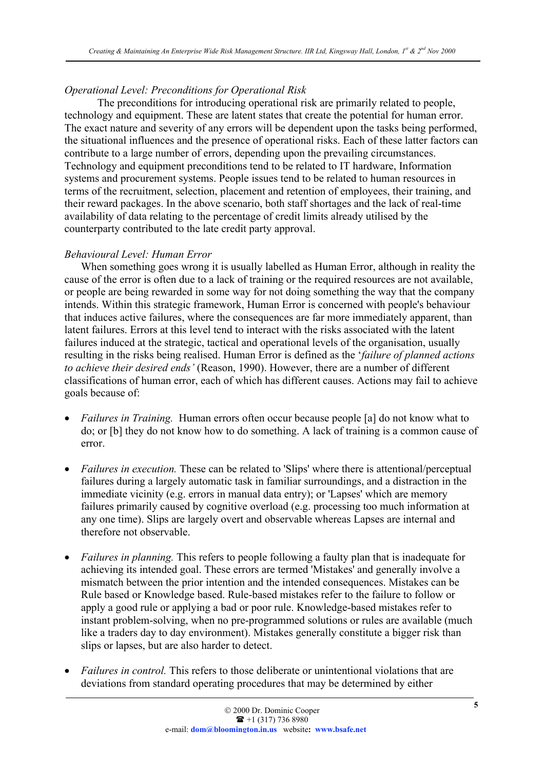*Operational Level: Preconditions for Operational Risk*

The preconditions for introducing operational risk are primarily related to people, technology and equipment. These are latent states that create the potential for human error. The exact nature and severity of any errors will be dependent upon the tasks being performed, the situational influences and the presence of operational risks. Each of these latter factors can contribute to a large number of errors, depending upon the prevailing circumstances. Technology and equipment preconditions tend to be related to IT hardware, Information systems and procurement systems. People issues tend to be related to human resources in terms of the recruitment, selection, placement and retention of employees, their training, and their reward packages. In the above scenario, both staff shortages and the lack of real-time availability of data relating to the percentage of credit limits already utilised by the counterparty contributed to the late credit party approval.

*Behavioural Level: Human Error*

When something goes wrong it is usually labelled as Human Error, although in reality the cause of the error is often due to a lack of training or the required resources are not available, or people are being rewarded in some way for not doing something the way that the company intends. Within this strategic framework, Human Error is concerned with people's behaviour that induces active failures, where the consequences are far more immediately apparent, than latent failures. Errors at this level tend to interact with the risks associated with the latent failures induced at the strategic, tactical and operational levels of the organisation, usually resulting in the risks being realised. Human Error is defined as the '*failure of planned actions to achieve their desired ends'* (Reason, 1990). However, there are a number of different classifications of human error, each of which has different causes. Actions may fail to achieve goals because of:

- *Failures in Training.* Human errors often occur because people [a] do not know what to do; or [b] they do not know how to do something. A lack of training is a common cause of error.

- *Failures in execution.* These can be related to 'Slips' where there is attentional/perceptual failures during a largely automatic task in familiar surroundings, and a distraction in the immediate vicinity (e.g. errors in manual data entry); or 'Lapses' which are memory failures primarily caused by cognitive overload (e.g. processing too much information at any one time). Slips are largely overt and observable whereas Lapses are internal and therefore not observable.

- *Failures in planning.* This refers to people following a faulty plan that is inadequate for achieving its intended goal. These errors are termed 'Mistakes' and generally involve a mismatch between the prior intention and the intended consequences. Mistakes can be Rule based or Knowledge based. Rule-based mistakes refer to the failure to follow or apply a good rule or applying a bad or poor rule. Knowledge-based mistakes refer to instant problem-solving, when no pre-programmed solutions or rules are available (much like a traders day to day environment). Mistakes generally constitute a bigger risk than slips or lapses, but are also harder to detect.

- *Failures in control.* This refers to those deliberate or unintentional violations that are deviations from standard operating procedures that may be determined by either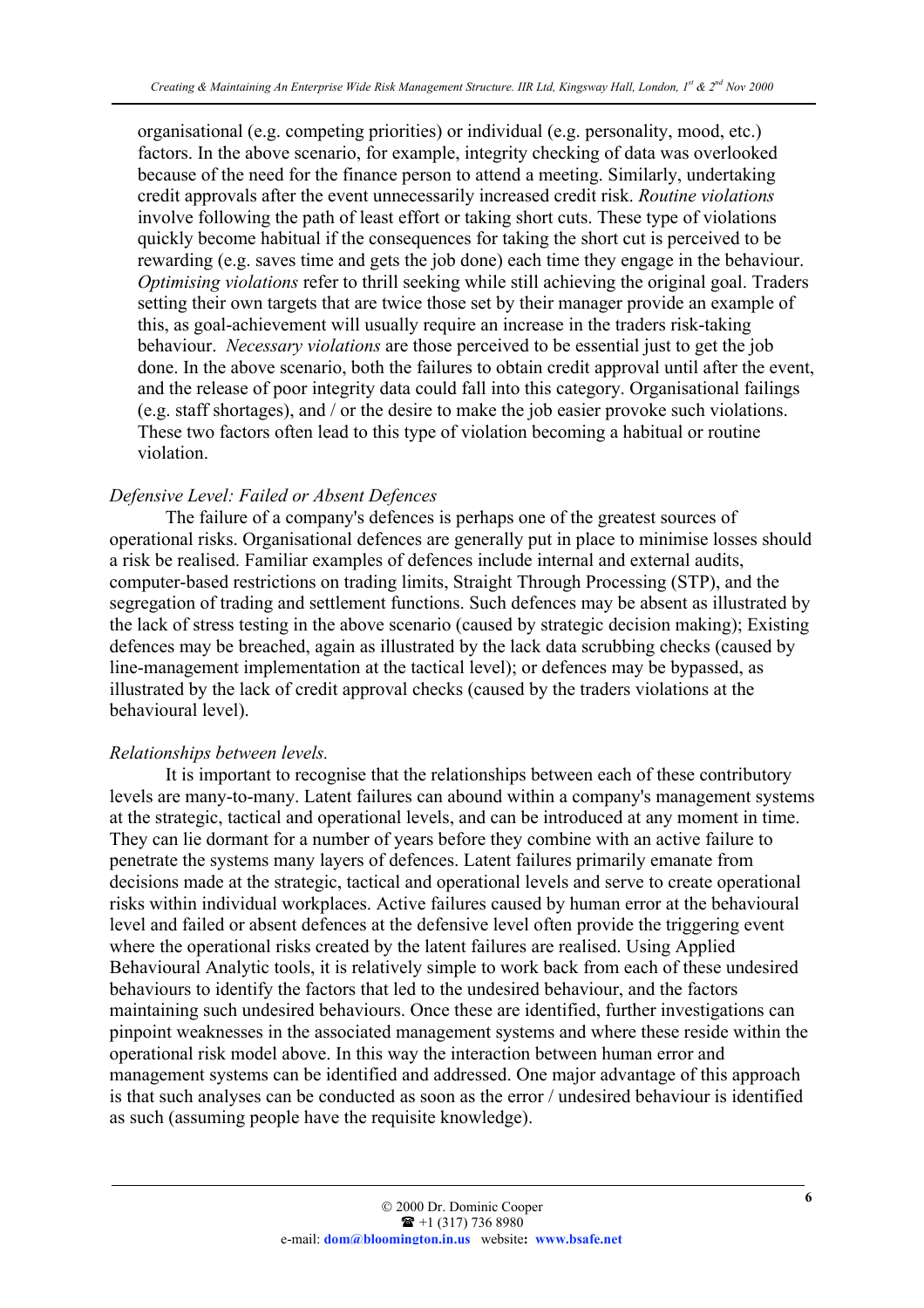organisational (e.g. competing priorities) or individual (e.g. personality, mood, etc.) factors. In the above scenario, for example, integrity checking of data was overlooked because of the need for the finance person to attend a meeting. Similarly, undertaking credit approvals after the event unnecessarily increased credit risk. *Routine violations* involve following the path of least effort or taking short cuts. These type of violations quickly become habitual if the consequences for taking the short cut is perceived to be rewarding (e.g. saves time and gets the job done) each time they engage in the behaviour. *Optimising violations* refer to thrill seeking while still achieving the original goal. Traders setting their own targets that are twice those set by their manager provide an example of this, as goal-achievement will usually require an increase in the traders risk-taking behaviour. *Necessary violations* are those perceived to be essential just to get the job done. In the above scenario, both the failures to obtain credit approval until after the event, and the release of poor integrity data could fall into this category. Organisational failings (e.g. staff shortages), and / or the desire to make the job easier provoke such violations. These two factors often lead to this type of violation becoming a habitual or routine violation.

*Defensive Level: Failed or Absent Defences*

The failure of a company's defences is perhaps one of the greatest sources of operational risks. Organisational defences are generally put in place to minimise losses should a risk be realised. Familiar examples of defences include internal and external audits, computer-based restrictions on trading limits, Straight Through Processing (STP), and the segregation of trading and settlement functions. Such defences may be absent as illustrated by the lack of stress testing in the above scenario (caused by strategic decision making); Existing defences may be breached, again as illustrated by the lack data scrubbing checks (caused by line-management implementation at the tactical level); or defences may be bypassed, as illustrated by the lack of credit approval checks (caused by the traders violations at the behavioural level).

*Relationships between levels.*

It is important to recognise that the relationships between each of these contributory levels are many-to-many. Latent failures can abound within a company's management systems at the strategic, tactical and operational levels, and can be introduced at any moment in time. They can lie dormant for a number of years before they combine with an active failure to penetrate the systems many layers of defences. Latent failures primarily emanate from decisions made at the strategic, tactical and operational levels and serve to create operational risks within individual workplaces. Active failures caused by human error at the behavioural level and failed or absent defences at the defensive level often provide the triggering event where the operational risks created by the latent failures are realised. Using Applied Behavioural Analytic tools, it is relatively simple to work back from each of these undesired behaviours to identify the factors that led to the undesired behaviour, and the factors maintaining such undesired behaviours. Once these are identified, further investigations can pinpoint weaknesses in the associated management systems and where these reside within the operational risk model above. In this way the interaction between human error and management systems can be identified and addressed. One major advantage of this approach is that such analyses can be conducted as soon as the error / undesired behaviour is identified as such (assuming people have the requisite knowledge).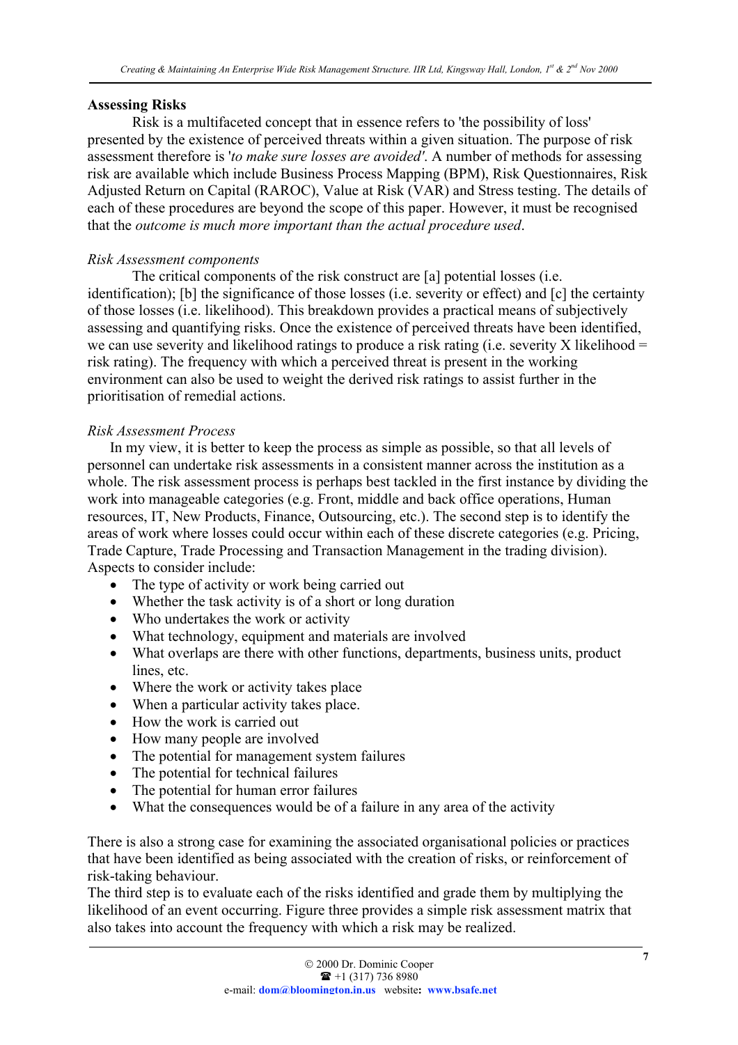**Assessing Risks**

Risk is a multifaceted concept that in essence refers to 'the possibility of loss' presented by the existence of perceived threats within a given situation. The purpose of risk assessment therefore is '*to make sure losses are avoided'*. A number of methods for assessing risk are available which include Business Process Mapping (BPM), Risk Questionnaires, Risk Adjusted Return on Capital (RAROC), Value at Risk (VAR) and Stress testing. The details of each of these procedures are beyond the scope of this paper. However, it must be recognised that the *outcome is much more important than the actual procedure used*.

*Risk Assessment components*

The critical components of the risk construct are [a] potential losses (i.e. identification); [b] the significance of those losses (i.e. severity or effect) and [c] the certainty of those losses (i.e. likelihood). This breakdown provides a practical means of subjectively assessing and quantifying risks. Once the existence of perceived threats have been identified, we can use severity and likelihood ratings to produce a risk rating (i.e. severity X likelihood = risk rating). The frequency with which a perceived threat is present in the working environment can also be used to weight the derived risk ratings to assist further in the prioritisation of remedial actions.

*Risk Assessment Process*

In my view, it is better to keep the process as simple as possible, so that all levels of personnel can undertake risk assessments in a consistent manner across the institution as a whole. The risk assessment process is perhaps best tackled in the first instance by dividing the work into manageable categories (e.g. Front, middle and back office operations, Human resources, IT, New Products, Finance, Outsourcing, etc.). The second step is to identify the areas of work where losses could occur within each of these discrete categories (e.g. Pricing, Trade Capture, Trade Processing and Transaction Management in the trading division). Aspects to consider include:

- The type of activity or work being carried out
- Whether the task activity is of a short or long duration
- Who undertakes the work or activity
- What technology, equipment and materials are involved
- What overlaps are there with other functions, departments, business units, product lines, etc.
- Where the work or activity takes place
- When a particular activity takes place.
- How the work is carried out
- How many people are involved
- The potential for management system failures
- The potential for technical failures
- The potential for human error failures
- What the consequences would be of a failure in any area of the activity

There is also a strong case for examining the associated organisational policies or practices that have been identified as being associated with the creation of risks, or reinforcement of risk-taking behaviour.

The third step is to evaluate each of the risks identified and grade them by multiplying the likelihood of an event occurring. Figure three provides a simple risk assessment matrix that also takes into account the frequency with which a risk may be realized.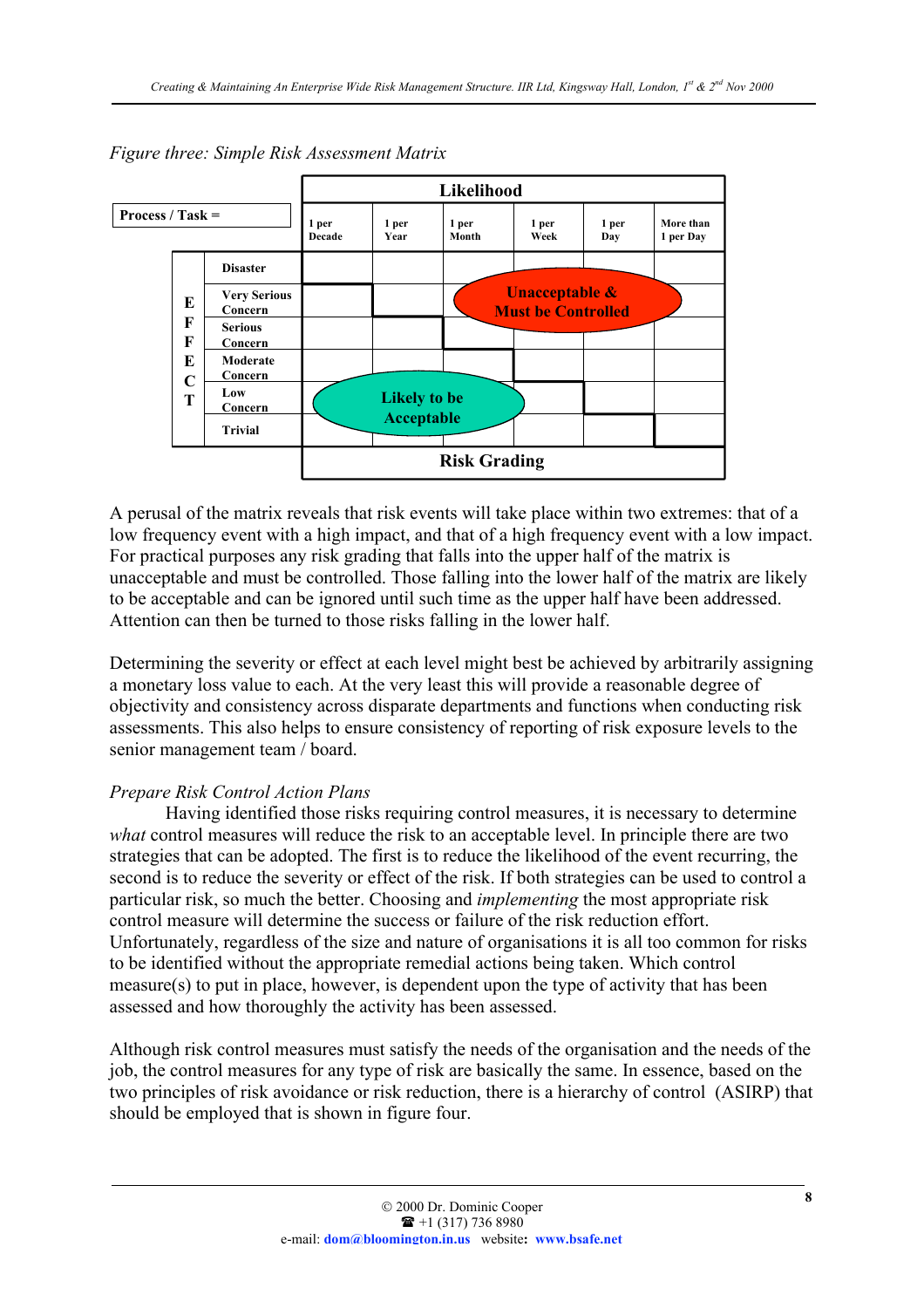*Figure three: Simple Risk Assessment Matrix*

| Process / Task = | | Likelihood | | | | | |
|---|---|---|---|---|---|---|---|
| | | 1 per Decade | 1 per Year | 1 per Month | 1 per Week | 1 per Day | More than 1 per Day |
| EFFECT | Disaster | | | | | | |
| | Very Serious Concern | | | Unacceptable & Must be Controlled | | | |
| | Serious Concern | | | | | | |
| | Moderate Concern | | | | | | |
| | Low Concern | Likely to be Acceptable | | | | | |
| | Trivial | | | | | | |
| | | Risk Grading | | | | | |

A perusal of the matrix reveals that risk events will take place within two extremes: that of a low frequency event with a high impact, and that of a high frequency event with a low impact. For practical purposes any risk grading that falls into the upper half of the matrix is unacceptable and must be controlled. Those falling into the lower half of the matrix are likely to be acceptable and can be ignored until such time as the upper half have been addressed. Attention can then be turned to those risks falling in the lower half.

Determining the severity or effect at each level might best be achieved by arbitrarily assigning a monetary loss value to each. At the very least this will provide a reasonable degree of objectivity and consistency across disparate departments and functions when conducting risk assessments. This also helps to ensure consistency of reporting of risk exposure levels to the senior management team / board.

*Prepare Risk Control Action Plans*

Having identified those risks requiring control measures, it is necessary to determine *what* control measures will reduce the risk to an acceptable level. In principle there are two strategies that can be adopted. The first is to reduce the likelihood of the event recurring, the second is to reduce the severity or effect of the risk. If both strategies can be used to control a particular risk, so much the better. Choosing and *implementing* the most appropriate risk control measure will determine the success or failure of the risk reduction effort. Unfortunately, regardless of the size and nature of organisations it is all too common for risks to be identified without the appropriate remedial actions being taken. Which control measure(s) to put in place, however, is dependent upon the type of activity that has been assessed and how thoroughly the activity has been assessed.

Although risk control measures must satisfy the needs of the organisation and the needs of the job, the control measures for any type of risk are basically the same. In essence, based on the two principles of risk avoidance or risk reduction, there is a hierarchy of control (ASIRP) that should be employed that is shown in figure four.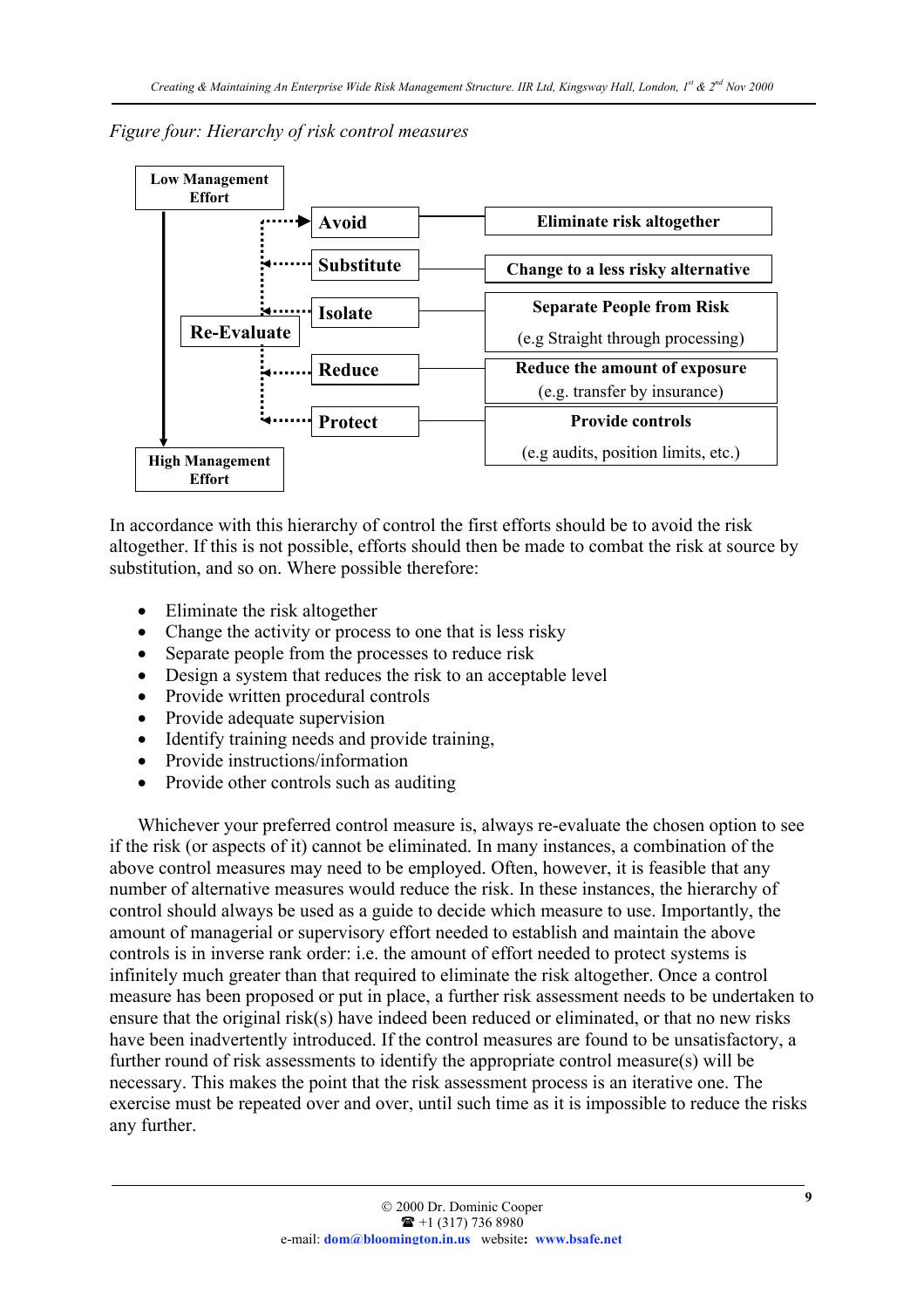*Figure four: Hierarchy of risk control measures*

| Level | Measure | Description |
|---|---|---|
| Low Management Effort | Avoid | Eliminate risk altogether |
| | Substitute | Change to a less risky alternative |
| Re-Evaluate | Isolate | Separate People from Risk (e.g Straight through processing) |
| | Reduce | Reduce the amount of exposure (e.g. transfer by insurance) |
| High Management Effort | Protect | Provide controls (e.g audits, position limits, etc.) |

In accordance with this hierarchy of control the first efforts should be to avoid the risk altogether. If this is not possible, efforts should then be made to combat the risk at source by substitution, and so on. Where possible therefore:

- Eliminate the risk altogether
- Change the activity or process to one that is less risky
- Separate people from the processes to reduce risk
- Design a system that reduces the risk to an acceptable level
- Provide written procedural controls
- Provide adequate supervision
- Identify training needs and provide training,
- Provide instructions/information
- Provide other controls such as auditing

Whichever your preferred control measure is, always re-evaluate the chosen option to see if the risk (or aspects of it) cannot be eliminated. In many instances, a combination of the above control measures may need to be employed. Often, however, it is feasible that any number of alternative measures would reduce the risk. In these instances, the hierarchy of control should always be used as a guide to decide which measure to use. Importantly, the amount of managerial or supervisory effort needed to establish and maintain the above controls is in inverse rank order: i.e. the amount of effort needed to protect systems is infinitely much greater than that required to eliminate the risk altogether. Once a control measure has been proposed or put in place, a further risk assessment needs to be undertaken to ensure that the original risk(s) have indeed been reduced or eliminated, or that no new risks have been inadvertently introduced. If the control measures are found to be unsatisfactory, a further round of risk assessments to identify the appropriate control measure(s) will be necessary. This makes the point that the risk assessment process is an iterative one. The exercise must be repeated over and over, until such time as it is impossible to reduce the risks any further.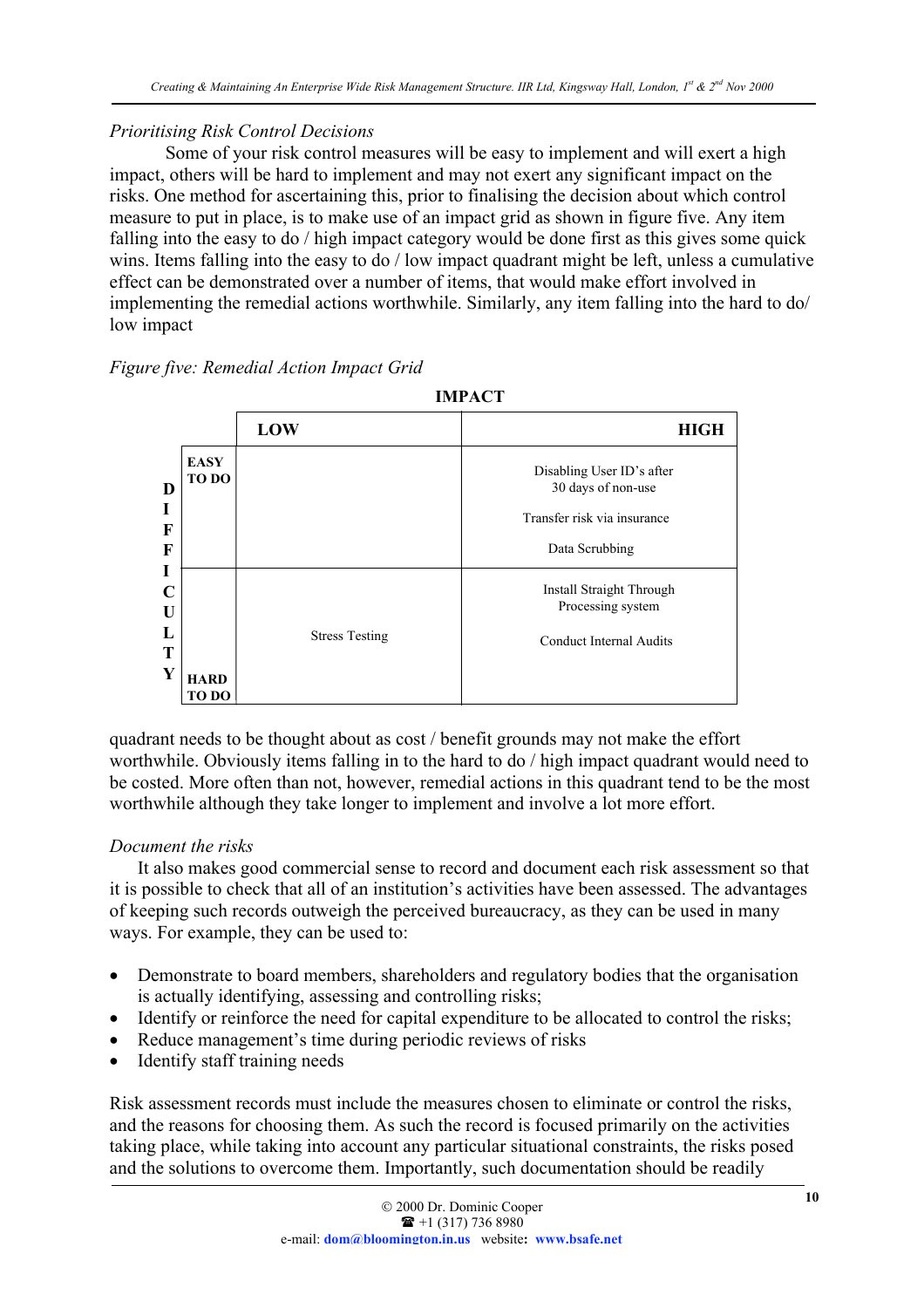*Prioritising Risk Control Decisions*

Some of your risk control measures will be easy to implement and will exert a high impact, others will be hard to implement and may not exert any significant impact on the risks. One method for ascertaining this, prior to finalising the decision about which control measure to put in place, is to make use of an impact grid as shown in figure five. Any item falling into the easy to do / high impact category would be done first as this gives some quick wins. Items falling into the easy to do / low impact quadrant might be left, unless a cumulative effect can be demonstrated over a number of items, that would make effort involved in implementing the remedial actions worthwhile. Similarly, any item falling into the hard to do/ low impact quadrant needs to be thought about as cost / benefit grounds may not make the effort worthwhile. Obviously items falling in to the hard to do / high impact quadrant would need to be costed. More often than not, however, remedial actions in this quadrant tend to be the most worthwhile although they take longer to implement and involve a lot more effort.

*Figure five: Remedial Action Impact Grid*

| DIFFICULTY | IMPACT: LOW | IMPACT: HIGH |
|---|---|---|
| **EASY TO DO** | | Disabling User ID's after 30 days of non-use<br>Transfer risk via insurance<br>Data Scrubbing |
| **HARD TO DO** | Stress Testing | Install Straight Through Processing system<br>Conduct Internal Audits |

*Document the risks*

It also makes good commercial sense to record and document each risk assessment so that it is possible to check that all of an institution's activities have been assessed. The advantages of keeping such records outweigh the perceived bureaucracy, as they can be used in many ways. For example, they can be used to:

- Demonstrate to board members, shareholders and regulatory bodies that the organisation is actually identifying, assessing and controlling risks;
- Identify or reinforce the need for capital expenditure to be allocated to control the risks;
- Reduce management's time during periodic reviews of risks
- Identify staff training needs

Risk assessment records must include the measures chosen to eliminate or control the risks, and the reasons for choosing them. As such the record is focused primarily on the activities taking place, while taking into account any particular situational constraints, the risks posed and the solutions to overcome them. Importantly, such documentation should be readily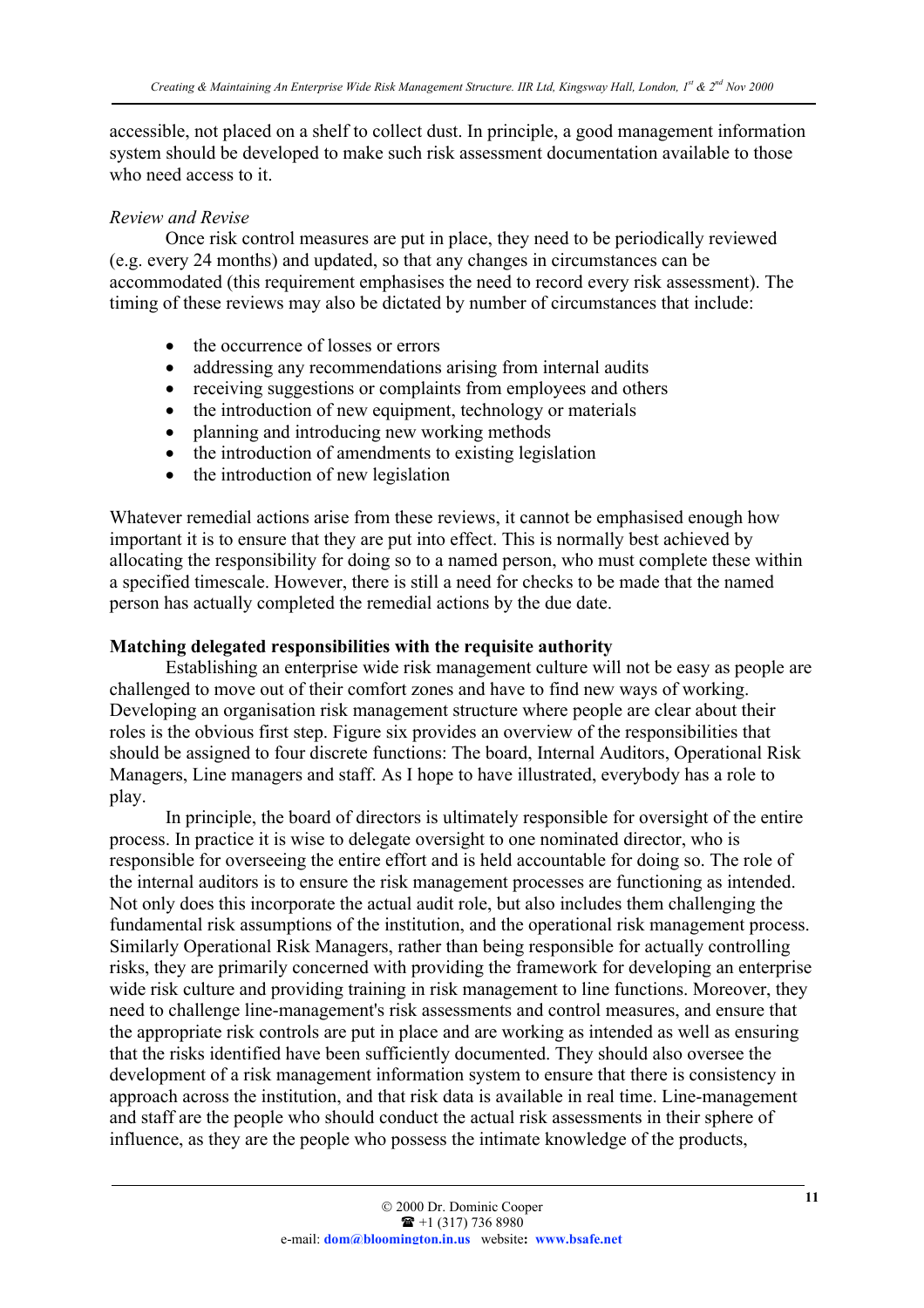accessible, not placed on a shelf to collect dust. In principle, a good management information system should be developed to make such risk assessment documentation available to those who need access to it.

*Review and Revise*

Once risk control measures are put in place, they need to be periodically reviewed (e.g. every 24 months) and updated, so that any changes in circumstances can be accommodated (this requirement emphasises the need to record every risk assessment). The timing of these reviews may also be dictated by number of circumstances that include:

- the occurrence of losses or errors
- addressing any recommendations arising from internal audits
- receiving suggestions or complaints from employees and others
- the introduction of new equipment, technology or materials
- planning and introducing new working methods
- the introduction of amendments to existing legislation
- the introduction of new legislation

Whatever remedial actions arise from these reviews, it cannot be emphasised enough how important it is to ensure that they are put into effect. This is normally best achieved by allocating the responsibility for doing so to a named person, who must complete these within a specified timescale. However, there is still a need for checks to be made that the named person has actually completed the remedial actions by the due date.

**Matching delegated responsibilities with the requisite authority**

Establishing an enterprise wide risk management culture will not be easy as people are challenged to move out of their comfort zones and have to find new ways of working. Developing an organisation risk management structure where people are clear about their roles is the obvious first step. Figure six provides an overview of the responsibilities that should be assigned to four discrete functions: The board, Internal Auditors, Operational Risk Managers, Line managers and staff. As I hope to have illustrated, everybody has a role to play.

In principle, the board of directors is ultimately responsible for oversight of the entire process. In practice it is wise to delegate oversight to one nominated director, who is responsible for overseeing the entire effort and is held accountable for doing so. The role of the internal auditors is to ensure the risk management processes are functioning as intended. Not only does this incorporate the actual audit role, but also includes them challenging the fundamental risk assumptions of the institution, and the operational risk management process. Similarly Operational Risk Managers, rather than being responsible for actually controlling risks, they are primarily concerned with providing the framework for developing an enterprise wide risk culture and providing training in risk management to line functions. Moreover, they need to challenge line-management's risk assessments and control measures, and ensure that the appropriate risk controls are put in place and are working as intended as well as ensuring that the risks identified have been sufficiently documented. They should also oversee the development of a risk management information system to ensure that there is consistency in approach across the institution, and that risk data is available in real time. Line-management and staff are the people who should conduct the actual risk assessments in their sphere of influence, as they are the people who possess the intimate knowledge of the products,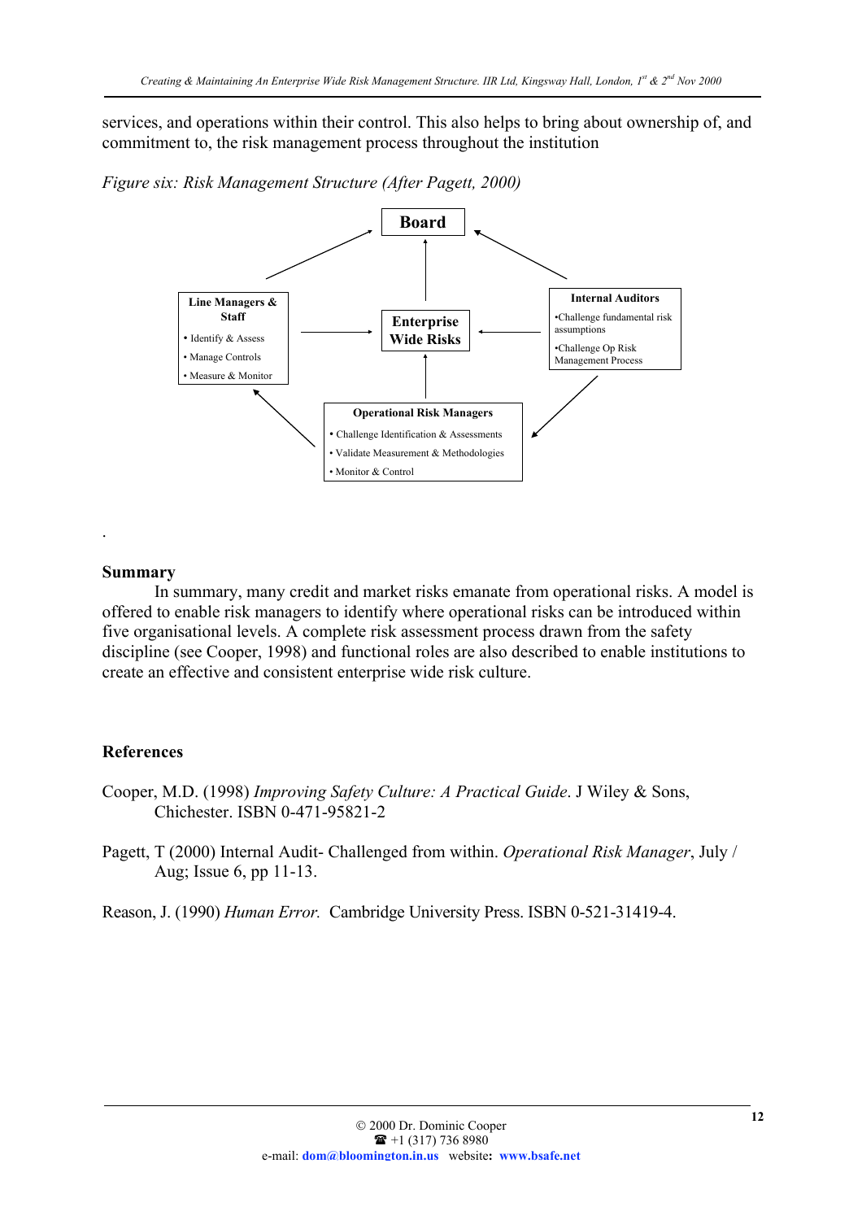services, and operations within their control. This also helps to bring about ownership of, and commitment to, the risk management process throughout the institution

*Figure six: Risk Management Structure (After Pagett, 2000)*

Board

Line Managers & Staff
• Identify & Assess
• Manage Controls
• Measure & Monitor

Enterprise Wide Risks

Internal Auditors
•Challenge fundamental risk assumptions
•Challenge Op Risk Management Process

Operational Risk Managers
• Challenge Identification & Assessments
• Validate Measurement & Methodologies
• Monitor & Control

.

## Summary

In summary, many credit and market risks emanate from operational risks. A model is offered to enable risk managers to identify where operational risks can be introduced within five organisational levels. A complete risk assessment process drawn from the safety discipline (see Cooper, 1998) and functional roles are also described to enable institutions to create an effective and consistent enterprise wide risk culture.

## References

Cooper, M.D. (1998) *Improving Safety Culture: A Practical Guide*. J Wiley & Sons, Chichester. ISBN 0-471-95821-2

Pagett, T (2000) Internal Audit- Challenged from within. *Operational Risk Manager*, July / Aug; Issue 6, pp 11-13.

Reason, J. (1990) *Human Error.* Cambridge University Press. ISBN 0-521-31419-4.